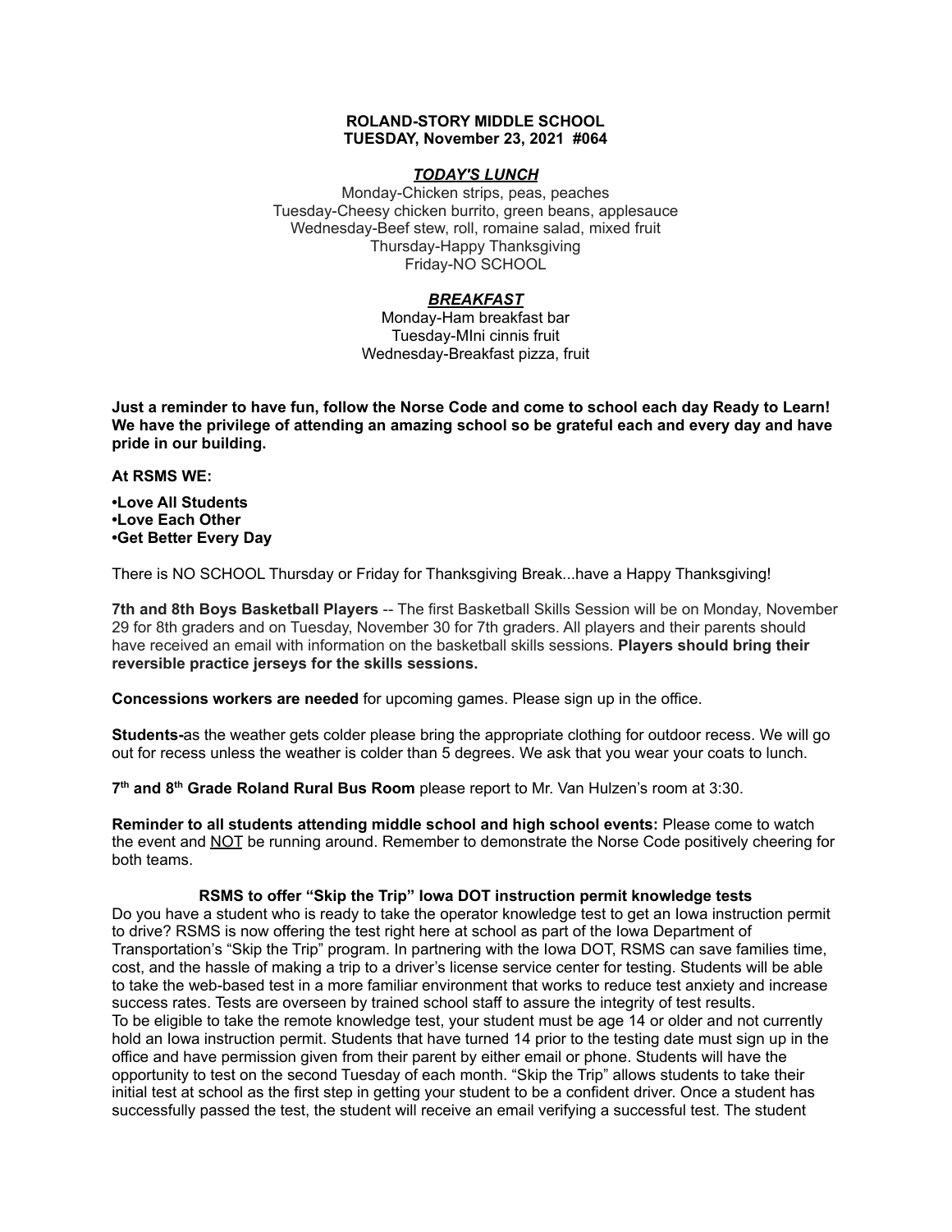**ROLAND-STORY MIDDLE SCHOOL**
**TUESDAY, November 23, 2021 #064**

***TODAY'S LUNCH***

Monday-Chicken strips, peas, peaches
Tuesday-Cheesy chicken burrito, green beans, applesauce
Wednesday-Beef stew, roll, romaine salad, mixed fruit
Thursday-Happy Thanksgiving
Friday-NO SCHOOL

***BREAKFAST***

Monday-Ham breakfast bar
Tuesday-MIni cinnis fruit
Wednesday-Breakfast pizza, fruit

**Just a reminder to have fun, follow the Norse Code and come to school each day Ready to Learn! We have the privilege of attending an amazing school so be grateful each and every day and have pride in our building.**

**At RSMS WE:**

**•Love All Students**
**•Love Each Other**
**•Get Better Every Day**

There is NO SCHOOL Thursday or Friday for Thanksgiving Break...have a Happy Thanksgiving!

**7th and 8th Boys Basketball Players** -- The first Basketball Skills Session will be on Monday, November 29 for 8th graders and on Tuesday, November 30 for 7th graders. All players and their parents should have received an email with information on the basketball skills sessions. **Players should bring their reversible practice jerseys for the skills sessions.**

**Concessions workers are needed** for upcoming games. Please sign up in the office.

**Students-**as the weather gets colder please bring the appropriate clothing for outdoor recess. We will go out for recess unless the weather is colder than 5 degrees. We ask that you wear your coats to lunch.

**7th and 8th Grade Roland Rural Bus Room** please report to Mr. Van Hulzen's room at 3:30.

**Reminder to all students attending middle school and high school events:** Please come to watch the event and NOT be running around. Remember to demonstrate the Norse Code positively cheering for both teams.

**RSMS to offer "Skip the Trip" Iowa DOT instruction permit knowledge tests**

Do you have a student who is ready to take the operator knowledge test to get an Iowa instruction permit to drive? RSMS is now offering the test right here at school as part of the Iowa Department of Transportation's "Skip the Trip" program. In partnering with the Iowa DOT, RSMS can save families time, cost, and the hassle of making a trip to a driver's license service center for testing. Students will be able to take the web-based test in a more familiar environment that works to reduce test anxiety and increase success rates. Tests are overseen by trained school staff to assure the integrity of test results.
To be eligible to take the remote knowledge test, your student must be age 14 or older and not currently hold an Iowa instruction permit. Students that have turned 14 prior to the testing date must sign up in the office and have permission given from their parent by either email or phone. Students will have the opportunity to test on the second Tuesday of each month. "Skip the Trip" allows students to take their initial test at school as the first step in getting your student to be a confident driver. Once a student has successfully passed the test, the student will receive an email verifying a successful test. The student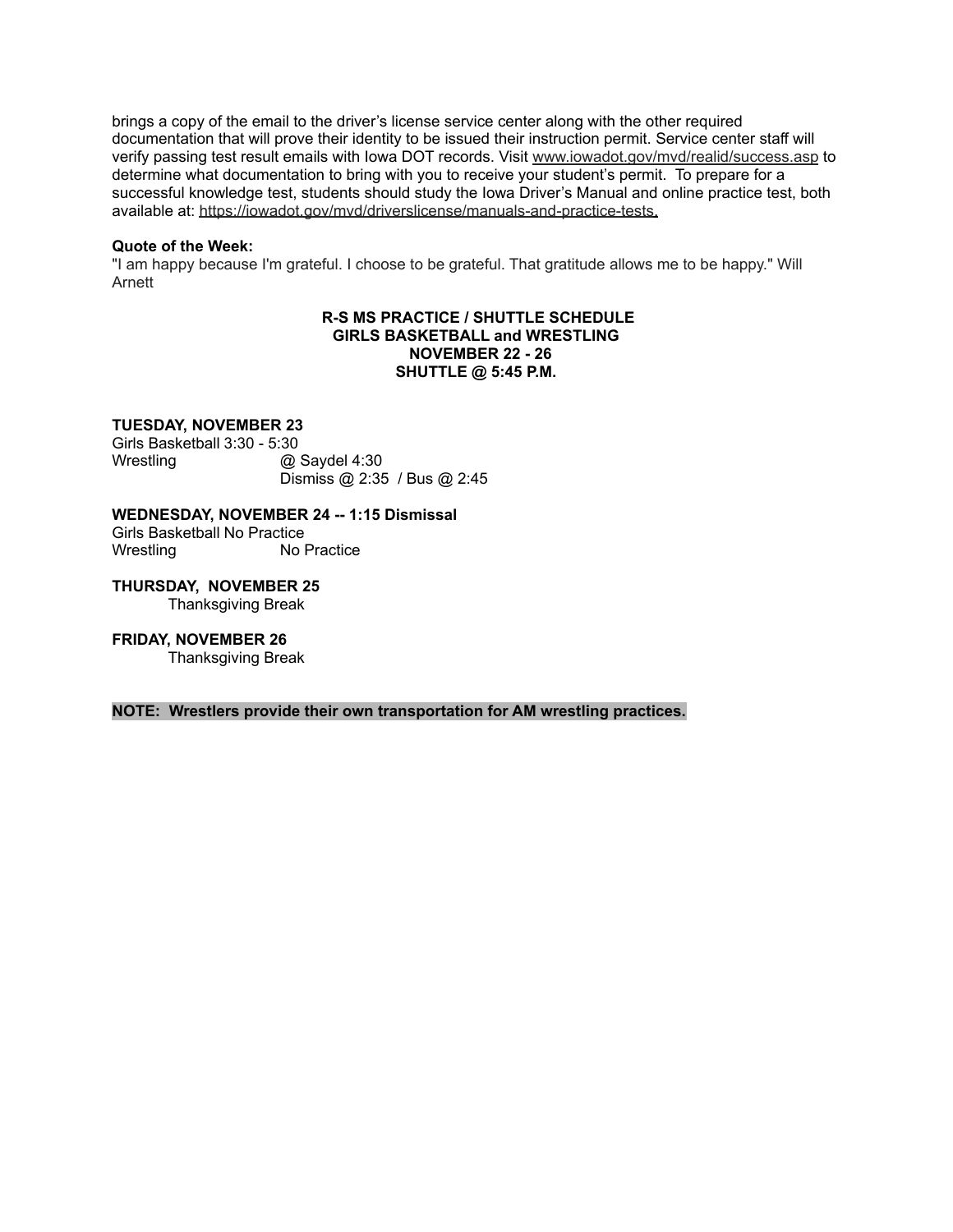brings a copy of the email to the driver's license service center along with the other required documentation that will prove their identity to be issued their instruction permit. Service center staff will verify passing test result emails with Iowa DOT records. Visit www.iowadot.gov/mvd/realid/success.asp to determine what documentation to bring with you to receive your student's permit. To prepare for a successful knowledge test, students should study the Iowa Driver's Manual and online practice test, both available at: https://iowadot.gov/mvd/driverslicense/manuals-and-practice-tests.

**Quote of the Week:**
"I am happy because I'm grateful. I choose to be grateful. That gratitude allows me to be happy." Will Arnett

**R-S MS PRACTICE / SHUTTLE SCHEDULE**
**GIRLS BASKETBALL and WRESTLING**
**NOVEMBER 22 - 26**
**SHUTTLE @ 5:45 P.M.**

**TUESDAY, NOVEMBER 23**
Girls Basketball 3:30 - 5:30
Wrestling @ Saydel 4:30
Dismiss @ 2:35 / Bus @ 2:45

**WEDNESDAY, NOVEMBER 24 -- 1:15 Dismissal**
Girls Basketball No Practice
Wrestling No Practice

**THURSDAY, NOVEMBER 25**
Thanksgiving Break

**FRIDAY, NOVEMBER 26**
Thanksgiving Break

**NOTE: Wrestlers provide their own transportation for AM wrestling practices.**